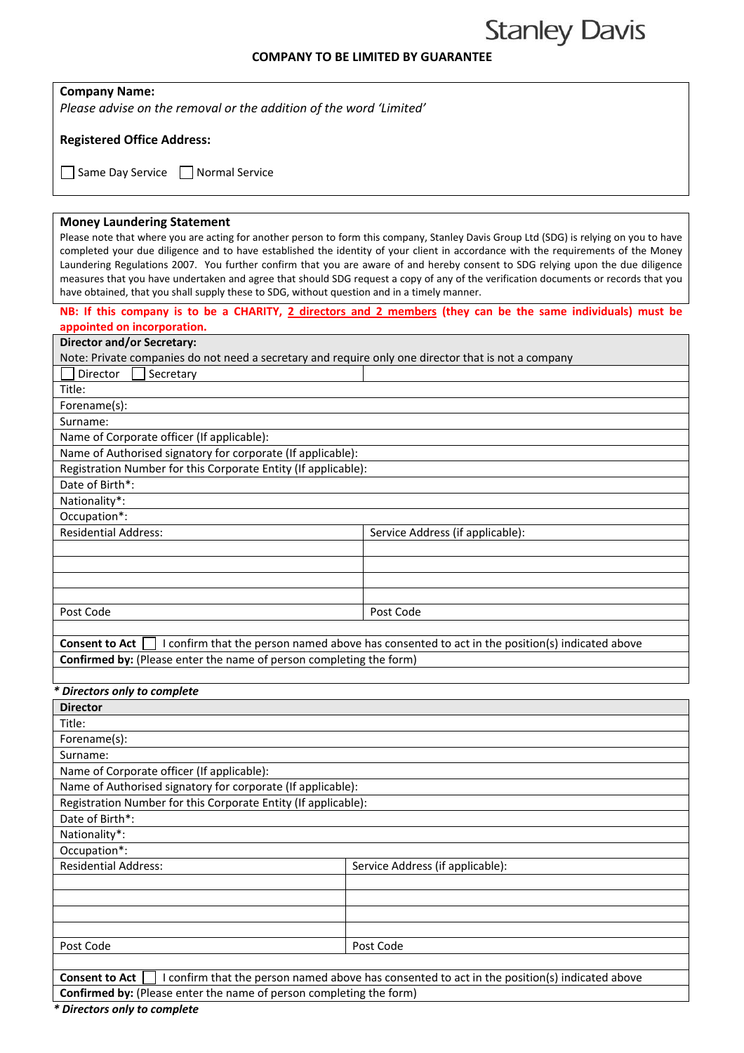Stanley Davis

**COMPANY TO BE LIMITED BY GUARANTEE**

**Company Name:**

*Please advise on the removal or the addition of the word 'Limited'*

**Registered Office Address:**

☐ Same Day Service ☐ Normal Service

**Money Laundering Statement**

Please note that where you are acting for another person to form this company, Stanley Davis Group Ltd (SDG) is relying on you to have completed your due diligence and to have established the identity of your client in accordance with the requirements of the Money Laundering Regulations 2007. You further confirm that you are aware of and hereby consent to SDG relying upon the due diligence measures that you have undertaken and agree that should SDG request a copy of any of the verification documents or records that you have obtained, that you shall supply these to SDG, without question and in a timely manner.

**NB: If this company is to be a CHARITY, 2 directors and 2 members (they can be the same individuals) must be appointed on incorporation.**

| **Director and/or Secretary:** | |
|---|---|
| Note: Private companies do not need a secretary and require only one director that is not a company | |
| ☐ Director ☐ Secretary | |
| Title: | |
| Forename(s): | |
| Surname: | |
| Name of Corporate officer (If applicable): | |
| Name of Authorised signatory for corporate (If applicable): | |
| Registration Number for this Corporate Entity (If applicable): | |
| Date of Birth*: | |
| Nationality*: | |
| Occupation*: | |
| Residential Address: | Service Address (if applicable): |
| | |
| | |
| | |
| | |
| Post Code | Post Code |
| | |
| **Consent to Act** ☐ I confirm that the person named above has consented to act in the position(s) indicated above | |
| **Confirmed by:** (Please enter the name of person completing the form) | |
| | |

***\* Directors only to complete***

| **Director** | |
|---|---|
| Title: | |
| Forename(s): | |
| Surname: | |
| Name of Corporate officer (If applicable): | |
| Name of Authorised signatory for corporate (If applicable): | |
| Registration Number for this Corporate Entity (If applicable): | |
| Date of Birth*: | |
| Nationality*: | |
| Occupation*: | |
| Residential Address: | Service Address (if applicable): |
| | |
| | |
| | |
| | |
| Post Code | Post Code |
| | |
| **Consent to Act** ☐ I confirm that the person named above has consented to act in the position(s) indicated above | |
| **Confirmed by:** (Please enter the name of person completing the form) | |

***\* Directors only to complete***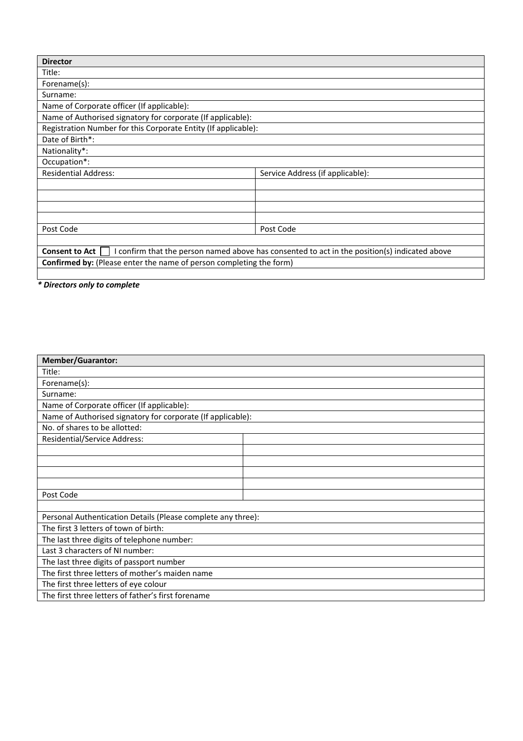| **Director** | |
|---|---|
| Title: | |
| Forename(s): | |
| Surname: | |
| Name of Corporate officer (If applicable): | |
| Name of Authorised signatory for corporate (If applicable): | |
| Registration Number for this Corporate Entity (If applicable): | |
| Date of Birth*: | |
| Nationality*: | |
| Occupation*: | |
| Residential Address: | Service Address (if applicable): |
| | |
| | |
| | |
| | |
| Post Code | Post Code |
| | |
| **Consent to Act** ☐ I confirm that the person named above has consented to act in the position(s) indicated above | |
| **Confirmed by:** (Please enter the name of person completing the form) | |
| | |

***\* Directors only to complete***

| **Member/Guarantor:** | |
|---|---|
| Title: | |
| Forename(s): | |
| Surname: | |
| Name of Corporate officer (If applicable): | |
| Name of Authorised signatory for corporate (If applicable): | |
| No. of shares to be allotted: | |
| Residential/Service Address: | |
| | |
| | |
| | |
| | |
| Post Code | |
| | |
| Personal Authentication Details (Please complete any three): | |
| The first 3 letters of town of birth: | |
| The last three digits of telephone number: | |
| Last 3 characters of NI number: | |
| The last three digits of passport number | |
| The first three letters of mother's maiden name | |
| The first three letters of eye colour | |
| The first three letters of father's first forename | |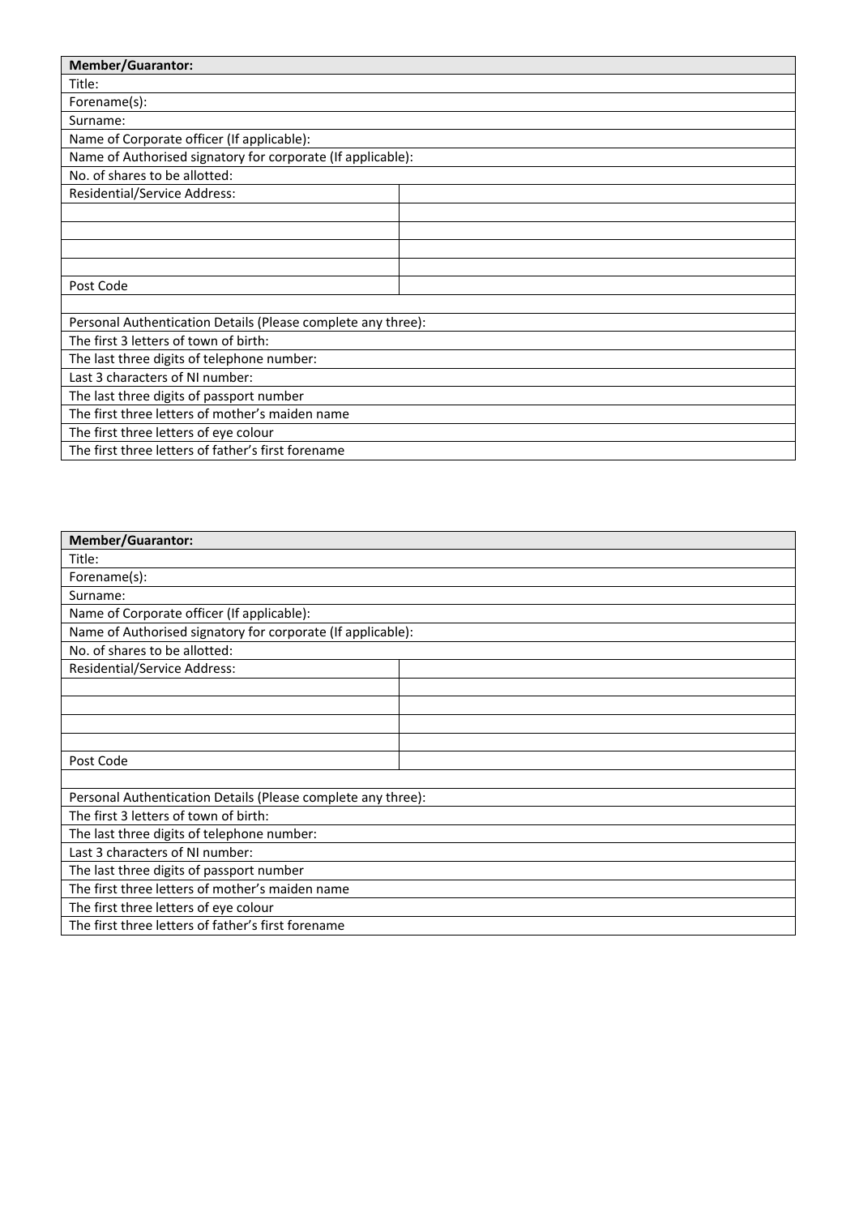| Member/Guarantor: | |
|---|---|
| Title: | |
| Forename(s): | |
| Surname: | |
| Name of Corporate officer (If applicable): | |
| Name of Authorised signatory for corporate (If applicable): | |
| No. of shares to be allotted: | |
| Residential/Service Address: | |
| | |
| | |
| | |
| | |
| Post Code | |
| | |
| Personal Authentication Details (Please complete any three): | |
| The first 3 letters of town of birth: | |
| The last three digits of telephone number: | |
| Last 3 characters of NI number: | |
| The last three digits of passport number | |
| The first three letters of mother's maiden name | |
| The first three letters of eye colour | |
| The first three letters of father's first forename | |

| Member/Guarantor: | |
|---|---|
| Title: | |
| Forename(s): | |
| Surname: | |
| Name of Corporate officer (If applicable): | |
| Name of Authorised signatory for corporate (If applicable): | |
| No. of shares to be allotted: | |
| Residential/Service Address: | |
| | |
| | |
| | |
| | |
| Post Code | |
| | |
| Personal Authentication Details (Please complete any three): | |
| The first 3 letters of town of birth: | |
| The last three digits of telephone number: | |
| Last 3 characters of NI number: | |
| The last three digits of passport number | |
| The first three letters of mother's maiden name | |
| The first three letters of eye colour | |
| The first three letters of father's first forename | |